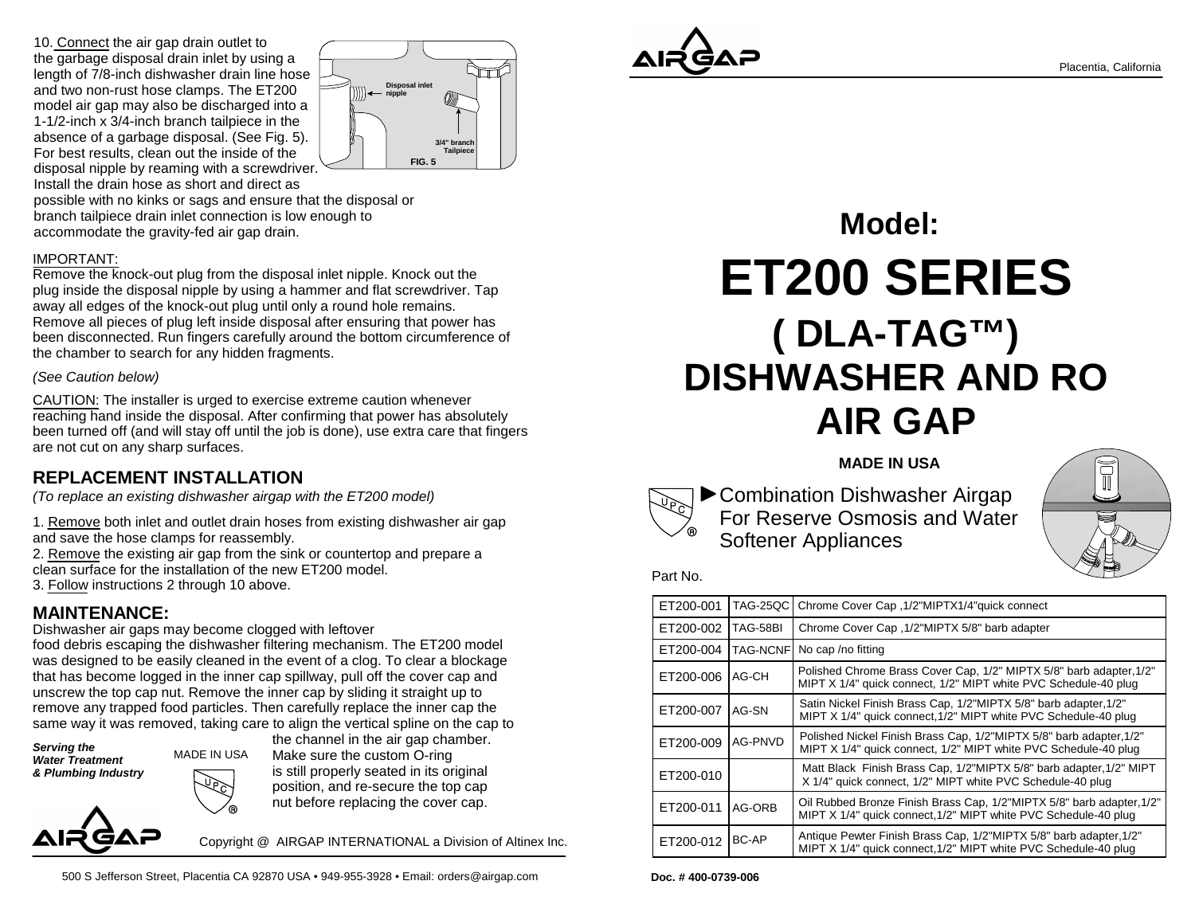10. Connect the air gap drain outlet to the garbage disposal drain inlet by using a length of 7/8-inch dishwasher drain line hose and two non-rust hose clamps. The ET200 model air gap may also be discharged into a 1-1/2-inch x 3/4-inch branch tailpiece in the absence of a garbage disposal. (See Fig. 5). For best results, clean out the inside of the disposal nipple by reaming with a screwdriver. Install the drain hose as short and direct as possible with no kinks or sags and ensure that the disposal or branch tailpiece drain inlet connection is low enough to accommodate the gravity-fed air gap drain.

Disposal inlet nipple

3/4" branch Tailpiece

FIG. 5

IMPORTANT:
Remove the knock-out plug from the disposal inlet nipple. Knock out the plug inside the disposal nipple by using a hammer and flat screwdriver. Tap away all edges of the knock-out plug until only a round hole remains. Remove all pieces of plug left inside disposal after ensuring that power has been disconnected. Run fingers carefully around the bottom circumference of the chamber to search for any hidden fragments.

*(See Caution below)*

CAUTION: The installer is urged to exercise extreme caution whenever reaching hand inside the disposal. After confirming that power has absolutely been turned off (and will stay off until the job is done), use extra care that fingers are not cut on any sharp surfaces.

## REPLACEMENT INSTALLATION

*(To replace an existing dishwasher airgap with the ET200 model)*

1. Remove both inlet and outlet drain hoses from existing dishwasher air gap and save the hose clamps for reassembly.
2. Remove the existing air gap from the sink or countertop and prepare a clean surface for the installation of the new ET200 model.
3. Follow instructions 2 through 10 above.

## MAINTENANCE:

Dishwasher air gaps may become clogged with leftover food debris escaping the dishwasher filtering mechanism. The ET200 model was designed to be easily cleaned in the event of a clog. To clear a blockage that has become logged in the inner cap spillway, pull off the cover cap and unscrew the top cap nut. Remove the inner cap by sliding it straight up to remove any trapped food particles. Then carefully replace the inner cap the same way it was removed, taking care to align the vertical spline on the cap to the channel in the air gap chamber. Make sure the custom O-ring is still properly seated in its original position, and re-secure the top cap nut before replacing the cover cap.

***Serving the Water Treatment & Plumbing Industry***

MADE IN USA

AIRGAP

Copyright @ AIRGAP INTERNATIONAL a Division of Altinex Inc.

500 S Jefferson Street, Placentia CA 92870 USA • 949-955-3928 • Email: orders@airgap.com

AIRGAP

Placentia, California

# Model:

# ET200 SERIES

## ( DLA-TAG™) DISHWASHER AND RO AIR GAP

**MADE IN USA**

- Combination Dishwasher Airgap For Reserve Osmosis and Water Softener Appliances

Part No.

| | | |
|---|---|---|
| ET200-001 | TAG-25QC | Chrome Cover Cap ,1/2"MIPTX1/4"quick connect |
| ET200-002 | TAG-58BI | Chrome Cover Cap ,1/2"MIPTX 5/8" barb adapter |
| ET200-004 | TAG-NCNF | No cap /no fitting |
| ET200-006 | AG-CH | Polished Chrome Brass Cover Cap, 1/2" MIPTX 5/8" barb adapter,1/2" MIPT X 1/4" quick connect, 1/2" MIPT white PVC Schedule-40 plug |
| ET200-007 | AG-SN | Satin Nickel Finish Brass Cap, 1/2"MIPTX 5/8" barb adapter,1/2" MIPT X 1/4" quick connect,1/2" MIPT white PVC Schedule-40 plug |
| ET200-009 | AG-PNVD | Polished Nickel Finish Brass Cap, 1/2"MIPTX 5/8" barb adapter,1/2" MIPT X 1/4" quick connect, 1/2" MIPT white PVC Schedule-40 plug |
| ET200-010 | | Matt Black Finish Brass Cap, 1/2"MIPTX 5/8" barb adapter,1/2" MIPT X 1/4" quick connect, 1/2" MIPT white PVC Schedule-40 plug |
| ET200-011 | AG-ORB | Oil Rubbed Bronze Finish Brass Cap, 1/2"MIPTX 5/8" barb adapter,1/2" MIPT X 1/4" quick connect,1/2" MIPT white PVC Schedule-40 plug |
| ET200-012 | BC-AP | Antique Pewter Finish Brass Cap, 1/2"MIPTX 5/8" barb adapter,1/2" MIPT X 1/4" quick connect,1/2" MIPT white PVC Schedule-40 plug |

**Doc. # 400-0739-006**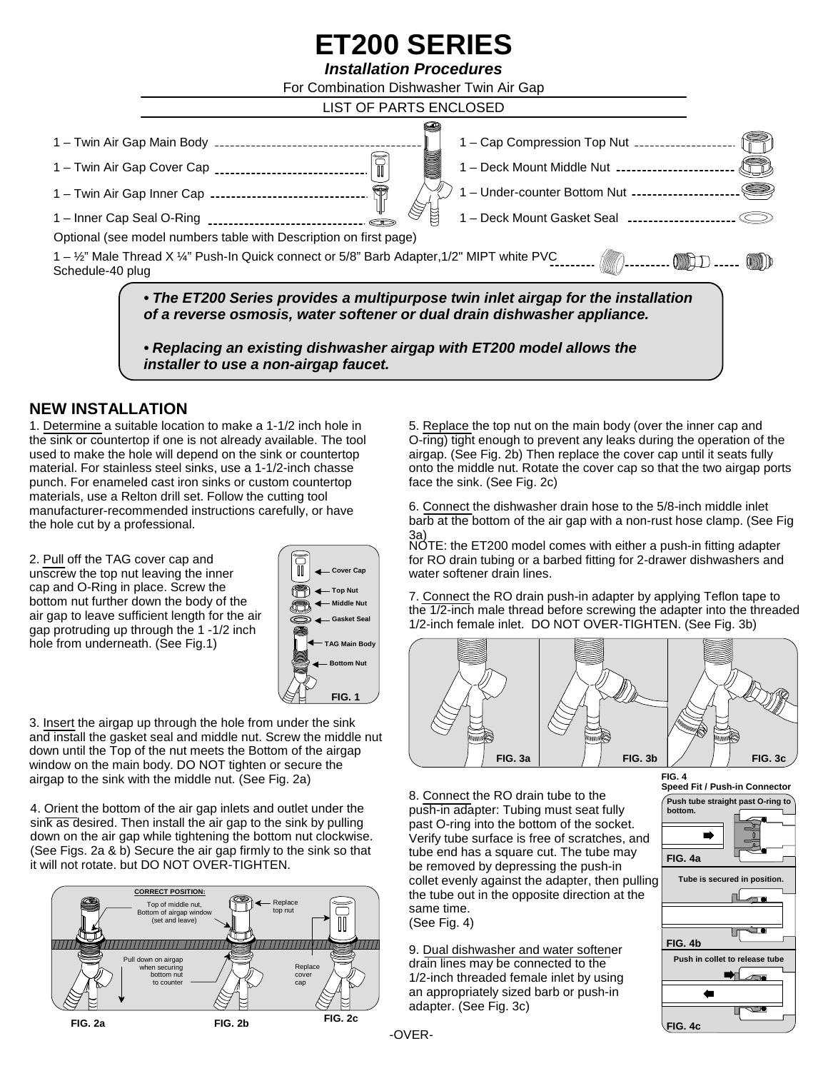# ET200 SERIES

***Installation Procedures***

For Combination Dishwasher Twin Air Gap

LIST OF PARTS ENCLOSED

1 – Twin Air Gap Main Body

1 – Twin Air Gap Cover Cap

1 – Twin Air Gap Inner Cap

1 – Inner Cap Seal O-Ring

1 – Cap Compression Top Nut

1 – Deck Mount Middle Nut

1 – Under-counter Bottom Nut

1 – Deck Mount Gasket Seal

Optional (see model numbers table with Description on first page)

1 – ½" Male Thread X ¼" Push-In Quick connect or 5/8" Barb Adapter,1/2" MIPT white PVC Schedule-40 plug

***• The ET200 Series provides a multipurpose twin inlet airgap for the installation of a reverse osmosis, water softener or dual drain dishwasher appliance.***

***• Replacing an existing dishwasher airgap with ET200 model allows the installer to use a non-airgap faucet.***

## NEW INSTALLATION

1. Determine a suitable location to make a 1-1/2 inch hole in the sink or countertop if one is not already available. The tool used to make the hole will depend on the sink or countertop material. For stainless steel sinks, use a 1-1/2-inch chasse punch. For enameled cast iron sinks or custom countertop materials, use a Relton drill set. Follow the cutting tool manufacturer-recommended instructions carefully, or have the hole cut by a professional.

2. Pull off the TAG cover cap and unscrew the top nut leaving the inner cap and O-Ring in place. Screw the bottom nut further down the body of the air gap to leave sufficient length for the air gap protruding up through the 1 -1/2 inch hole from underneath. (See Fig.1)

Cover Cap
Top Nut
Middle Nut
Gasket Seal
TAG Main Body
Bottom Nut

FIG. 1

3. Insert the airgap up through the hole from under the sink and install the gasket seal and middle nut. Screw the middle nut down until the Top of the nut meets the Bottom of the airgap window on the main body. DO NOT tighten or secure the airgap to the sink with the middle nut. (See Fig. 2a)

4. Orient the bottom of the air gap inlets and outlet under the sink as desired. Then install the air gap to the sink by pulling down on the air gap while tightening the bottom nut clockwise. (See Figs. 2a & b) Secure the air gap firmly to the sink so that it will not rotate. but DO NOT OVER-TIGHTEN.

CORRECT POSITION:
Top of middle nut, Bottom of airgap window (set and leave)
Pull down on airgap when securing bottom nut to counter
Replace top nut
Replace cover cap

FIG. 2a FIG. 2b FIG. 2c

5. Replace the top nut on the main body (over the inner cap and O-ring) tight enough to prevent any leaks during the operation of the airgap. (See Fig. 2b) Then replace the cover cap until it seats fully onto the middle nut. Rotate the cover cap so that the two airgap ports face the sink. (See Fig. 2c)

6. Connect the dishwasher drain hose to the 5/8-inch middle inlet barb at the bottom of the air gap with a non-rust hose clamp. (See Fig 3a)

NOTE: the ET200 model comes with either a push-in fitting adapter for RO drain tubing or a barbed fitting for 2-drawer dishwashers and water softener drain lines.

7. Connect the RO drain push-in adapter by applying Teflon tape to the 1/2-inch male thread before screwing the adapter into the threaded 1/2-inch female inlet. DO NOT OVER-TIGHTEN. (See Fig. 3b)

FIG. 3a FIG. 3b FIG. 3c

8. Connect the RO drain tube to the push-in adapter: Tubing must seat fully past O-ring into the bottom of the socket. Verify tube surface is free of scratches, and tube end has a square cut. The tube may be removed by depressing the push-in collet evenly against the adapter, then pulling the tube out in the opposite direction at the same time. (See Fig. 4)

9. Dual dishwasher and water softener drain lines may be connected to the 1/2-inch threaded female inlet by using an appropriately sized barb or push-in adapter. (See Fig. 3c)

FIG. 4
Speed Fit / Push-in Connector

Push tube straight past O-ring to bottom.

FIG. 4a

Tube is secured in position.

FIG. 4b

Push in collet to release tube

FIG. 4c

-OVER-